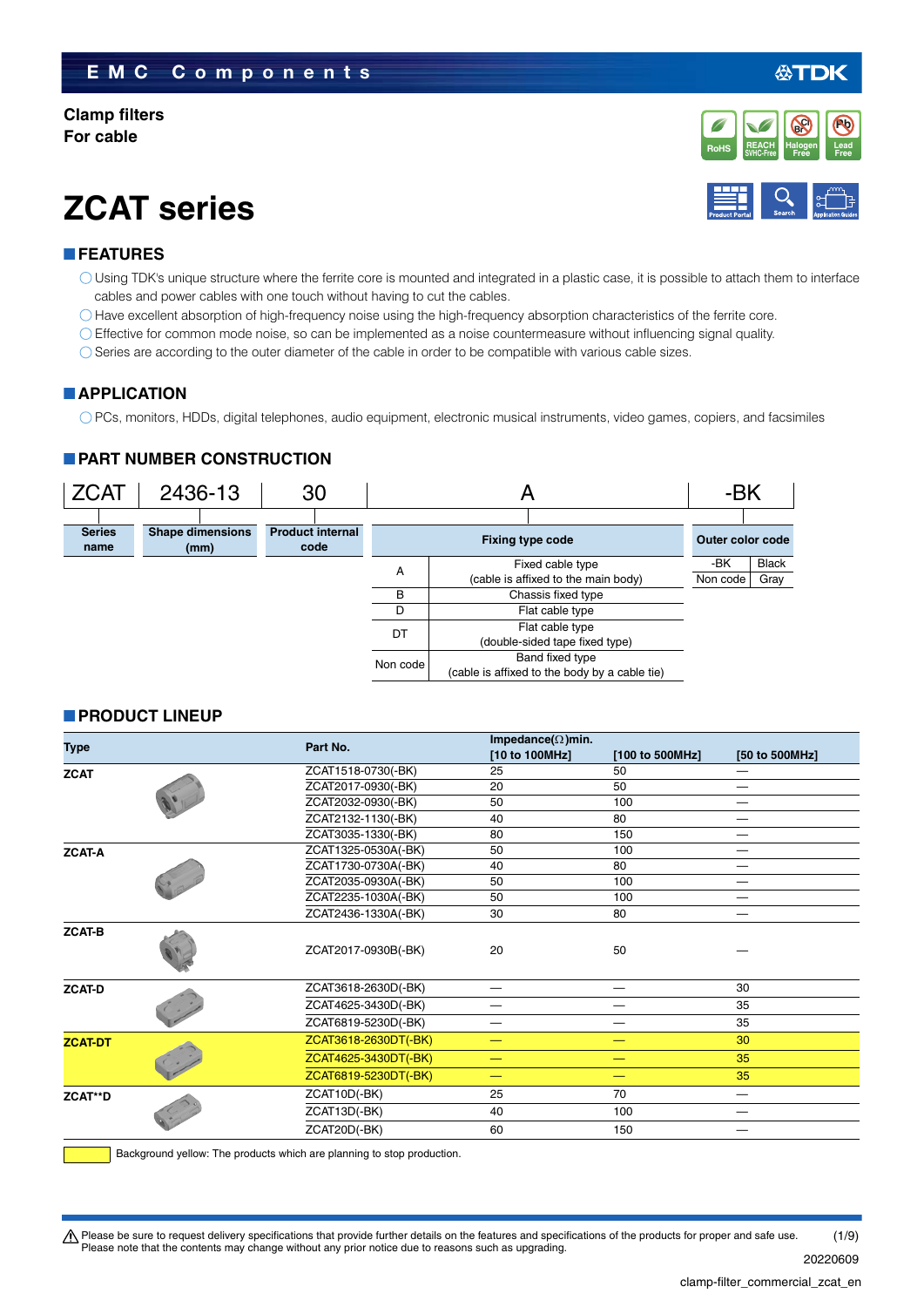EMC Components

**Clamp filters**
**For cable**

# ZCAT series

## FEATURES

- ◯ Using TDK's unique structure where the ferrite core is mounted and integrated in a plastic case, it is possible to attach them to interface cables and power cables with one touch without having to cut the cables.
- ◯ Have excellent absorption of high-frequency noise using the high-frequency absorption characteristics of the ferrite core.
- ◯ Effective for common mode noise, so can be implemented as a noise countermeasure without influencing signal quality.
- ◯ Series are according to the outer diameter of the cable in order to be compatible with various cable sizes.

## APPLICATION

- ◯ PCs, monitors, HDDs, digital telephones, audio equipment, electronic musical instruments, video games, copiers, and facsimiles

## PART NUMBER CONSTRUCTION

| ZCAT | 2436-13 | 30 | A | -BK |
|---|---|---|---|---|
| Series name | Shape dimensions (mm) | Product internal code | Fixing type code | Outer color code |

**Fixing type code**

| Code | Type |
|---|---|
| A | Fixed cable type (cable is affixed to the main body) |
| B | Chassis fixed type |
| D | Flat cable type |
| DT | Flat cable type (double-sided tape fixed type) |
| Non code | Band fixed type (cable is affixed to the body by a cable tie) |

**Outer color code**

| Code | Color |
|---|---|
| -BK | Black |
| Non code | Gray |

## PRODUCT LINEUP

| Type | Part No. | Impedance(Ω)min. [10 to 100MHz] | [100 to 500MHz] | [50 to 500MHz] |
|---|---|---|---|---|
| ZCAT | ZCAT1518-0730(-BK) | 25 | 50 | — |
| | ZCAT2017-0930(-BK) | 20 | 50 | — |
| | ZCAT2032-0930(-BK) | 50 | 100 | — |
| | ZCAT2132-1130(-BK) | 40 | 80 | — |
| | ZCAT3035-1330(-BK) | 80 | 150 | — |
| ZCAT-A | ZCAT1325-0530A(-BK) | 50 | 100 | — |
| | ZCAT1730-0730A(-BK) | 40 | 80 | — |
| | ZCAT2035-0930A(-BK) | 50 | 100 | — |
| | ZCAT2235-1030A(-BK) | 50 | 100 | — |
| | ZCAT2436-1330A(-BK) | 30 | 80 | — |
| ZCAT-B | ZCAT2017-0930B(-BK) | 20 | 50 | — |
| ZCAT-D | ZCAT3618-2630D(-BK) | — | — | 30 |
| | ZCAT4625-3430D(-BK) | — | — | 35 |
| | ZCAT6819-5230D(-BK) | — | — | 35 |
| ZCAT-DT | ZCAT3618-2630DT(-BK) | — | — | 30 |
| | ZCAT4625-3430DT(-BK) | — | — | 35 |
| | ZCAT6819-5230DT(-BK) | — | — | 35 |
| ZCAT**D | ZCAT10D(-BK) | 25 | 70 | — |
| | ZCAT13D(-BK) | 40 | 100 | — |
| | ZCAT20D(-BK) | 60 | 150 | — |

Background yellow: The products which are planning to stop production. (ZCAT-DT series)

⚠ Please be sure to request delivery specifications that provide further details on the features and specifications of the products for proper and safe use.
Please note that the contents may change without any prior notice due to reasons such as upgrading.

20220609

clamp-filter_commercial_zcat_en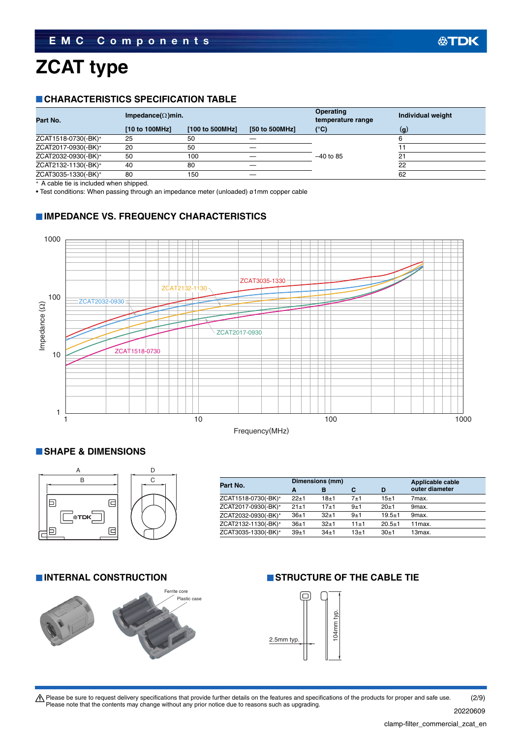EMC Components

# ZCAT type

## CHARACTERISTICS SPECIFICATION TABLE

| Part No. | Impedance(Ω)min. | | | Operating temperature range | Individual weight |
|---|---|---|---|---|---|
| | [10 to 100MHz] | [100 to 500MHz] | [50 to 500MHz] | (°C) | (g) |
| ZCAT1518-0730(-BK)* | 25 | 50 | — | –40 to 85 | 6 |
| ZCAT2017-0930(-BK)* | 20 | 50 | — | | 11 |
| ZCAT2032-0930(-BK)* | 50 | 100 | — | | 21 |
| ZCAT2132-1130(-BK)* | 40 | 80 | — | | 22 |
| ZCAT3035-1330(-BK)* | 80 | 150 | — | | 62 |

* A cable tie is included when shipped.

• Test conditions: When passing through an impedance meter (unloaded) ø1mm copper cable

## IMPEDANCE VS. FREQUENCY CHARACTERISTICS

Impedance (Ω): 1, 10, 100, 1000

Frequency(MHz): 1, 10, 100, 1000

ZCAT3035-1330, ZCAT2132-1130, ZCAT2032-0930, ZCAT2017-0930, ZCAT1518-0730

## SHAPE & DIMENSIONS

| Part No. | Dimensions (mm) | | | | Applicable cable outer diameter |
|---|---|---|---|---|---|
| | A | B | C | D | |
| ZCAT1518-0730(-BK)* | 22±1 | 18±1 | 7±1 | 15±1 | 7max. |
| ZCAT2017-0930(-BK)* | 21±1 | 17±1 | 9±1 | 20±1 | 9max. |
| ZCAT2032-0930(-BK)* | 36±1 | 32±1 | 9±1 | 19.5±1 | 9max. |
| ZCAT2132-1130(-BK)* | 36±1 | 32±1 | 11±1 | 20.5±1 | 11max. |
| ZCAT3035-1330(-BK)* | 39±1 | 34±1 | 13±1 | 30±1 | 13max. |

## INTERNAL CONSTRUCTION

Ferrite core

Plastic case

## STRUCTURE OF THE CABLE TIE

2.5mm typ.

104mm typ.

⚠ Please be sure to request delivery specifications that provide further details on the features and specifications of the products for proper and safe use.
Please note that the contents may change without any prior notice due to reasons such as upgrading.

20220609

clamp-filter_commercial_zcat_en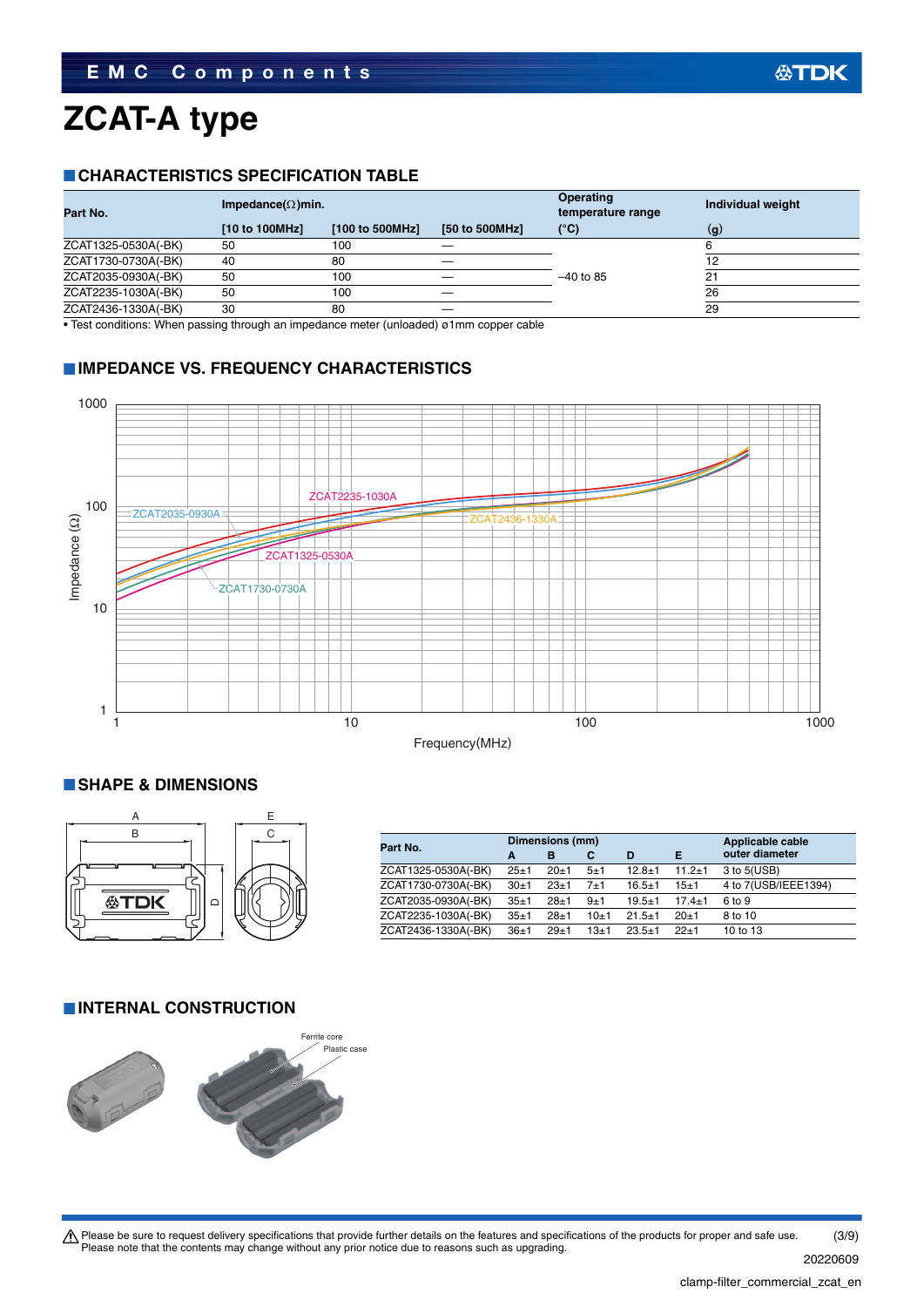# ZCAT-A type

## CHARACTERISTICS SPECIFICATION TABLE

| Part No. | Impedance(Ω)min. | | | Operating temperature range | Individual weight |
|---|---|---|---|---|---|
| | [10 to 100MHz] | [100 to 500MHz] | [50 to 500MHz] | (°C) | (g) |
| ZCAT1325-0530A(-BK) | 50 | 100 | — | –40 to 85 | 6 |
| ZCAT1730-0730A(-BK) | 40 | 80 | — | | 12 |
| ZCAT2035-0930A(-BK) | 50 | 100 | — | | 21 |
| ZCAT2235-1030A(-BK) | 50 | 100 | — | | 26 |
| ZCAT2436-1330A(-BK) | 30 | 80 | — | | 29 |

• Test conditions: When passing through an impedance meter (unloaded) ø1mm copper cable

## IMPEDANCE VS. FREQUENCY CHARACTERISTICS

## SHAPE & DIMENSIONS

| Part No. | Dimensions (mm) | | | | | Applicable cable outer diameter |
|---|---|---|---|---|---|---|
| | A | B | C | D | E | |
| ZCAT1325-0530A(-BK) | 25±1 | 20±1 | 5±1 | 12.8±1 | 11.2±1 | 3 to 5(USB) |
| ZCAT1730-0730A(-BK) | 30±1 | 23±1 | 7±1 | 16.5±1 | 15±1 | 4 to 7(USB/IEEE1394) |
| ZCAT2035-0930A(-BK) | 35±1 | 28±1 | 9±1 | 19.5±1 | 17.4±1 | 6 to 9 |
| ZCAT2235-1030A(-BK) | 35±1 | 28±1 | 10±1 | 21.5±1 | 20±1 | 8 to 10 |
| ZCAT2436-1330A(-BK) | 36±1 | 29±1 | 13±1 | 23.5±1 | 22±1 | 10 to 13 |

## INTERNAL CONSTRUCTION

⚠ Please be sure to request delivery specifications that provide further details on the features and specifications of the products for proper and safe use.
Please note that the contents may change without any prior notice due to reasons such as upgrading.

20220609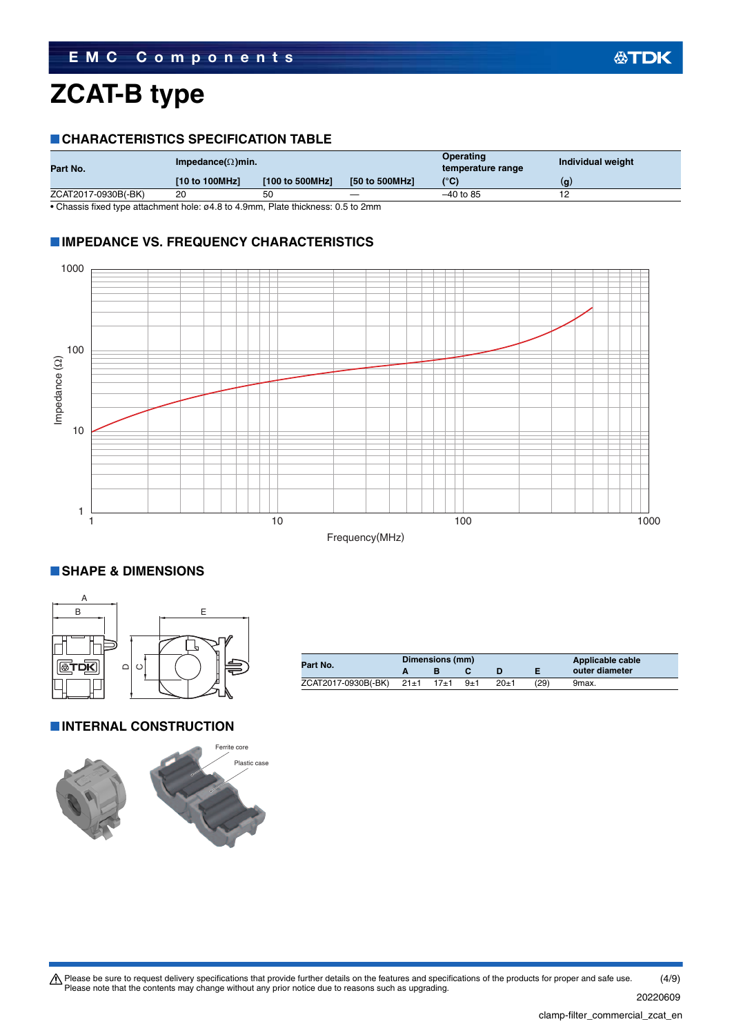# ZCAT-B type

## CHARACTERISTICS SPECIFICATION TABLE

| Part No. | Impedance(Ω)min. | | | Operating temperature range | Individual weight |
|---|---|---|---|---|---|
| | [10 to 100MHz] | [100 to 500MHz] | [50 to 500MHz] | (°C) | (g) |
| ZCAT2017-0930B(-BK) | 20 | 50 | — | –40 to 85 | 12 |

• Chassis fixed type attachment hole: ø4.8 to 4.9mm, Plate thickness: 0.5 to 2mm

## IMPEDANCE VS. FREQUENCY CHARACTERISTICS

## SHAPE & DIMENSIONS

| Part No. | Dimensions (mm) | | | | | Applicable cable outer diameter |
|---|---|---|---|---|---|---|
| | A | B | C | D | E | |
| ZCAT2017-0930B(-BK) | 21±1 | 17±1 | 9±1 | 20±1 | (29) | 9max. |

## INTERNAL CONSTRUCTION

Ferrite core

Plastic case

⚠ Please be sure to request delivery specifications that provide further details on the features and specifications of the products for proper and safe use.
Please note that the contents may change without any prior notice due to reasons such as upgrading.

20220609

clamp-filter_commercial_zcat_en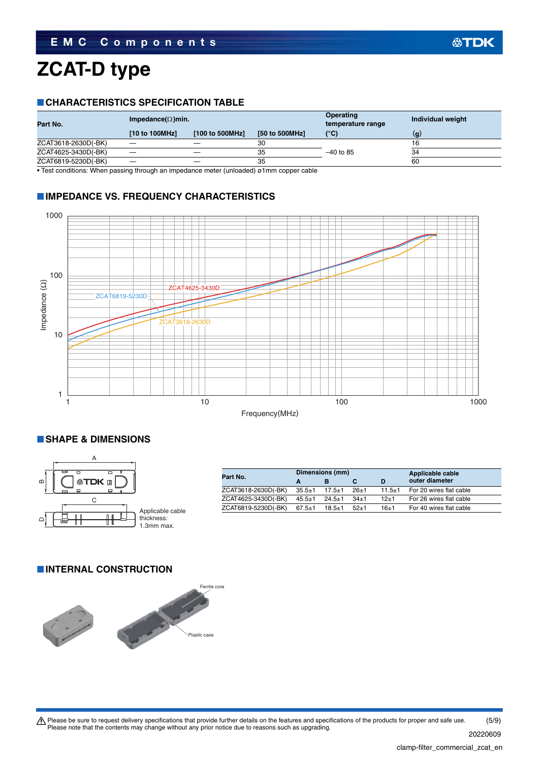# ZCAT-D type

## CHARACTERISTICS SPECIFICATION TABLE

| Part No. | Impedance(Ω)min. | | | Operating temperature range | Individual weight |
|---|---|---|---|---|---|
| | [10 to 100MHz] | [100 to 500MHz] | [50 to 500MHz] | (°C) | (g) |
| ZCAT3618-2630D(-BK) | — | — | 30 | –40 to 85 | 16 |
| ZCAT4625-3430D(-BK) | — | — | 35 | | 34 |
| ZCAT6819-5230D(-BK) | — | — | 35 | | 60 |

• Test conditions: When passing through an impedance meter (unloaded) ø1mm copper cable

## IMPEDANCE VS. FREQUENCY CHARACTERISTICS

## SHAPE & DIMENSIONS

Applicable cable thickness: 1.3mm max.

| Part No. | Dimensions (mm) | | | | Applicable cable outer diameter |
|---|---|---|---|---|---|
| | A | B | C | D | |
| ZCAT3618-2630D(-BK) | 35.5±1 | 17.5±1 | 26±1 | 11.5±1 | For 20 wires flat cable |
| ZCAT4625-3430D(-BK) | 45.5±1 | 24.5±1 | 34±1 | 12±1 | For 26 wires flat cable |
| ZCAT6819-5230D(-BK) | 67.5±1 | 18.5±1 | 52±1 | 16±1 | For 40 wires flat cable |

## INTERNAL CONSTRUCTION

Ferrite core

Plastic case

⚠ Please be sure to request delivery specifications that provide further details on the features and specifications of the products for proper and safe use.
Please note that the contents may change without any prior notice due to reasons such as upgrading.

20220609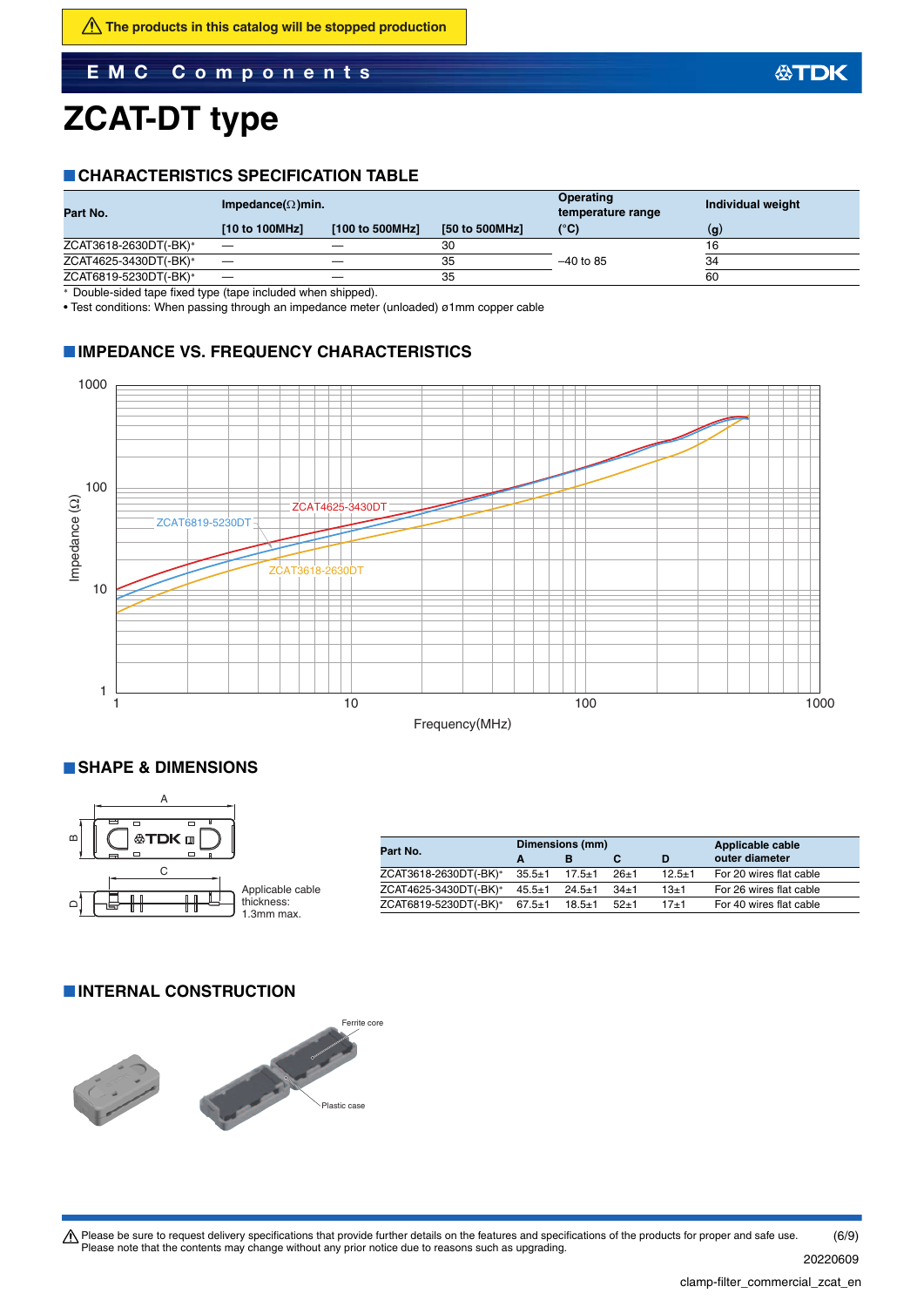⚠ The products in this catalog will be stopped production

# ZCAT-DT type

## CHARACTERISTICS SPECIFICATION TABLE

| Part No. | Impedance(Ω)min. | | | Operating temperature range | Individual weight |
|---|---|---|---|---|---|
| | [10 to 100MHz] | [100 to 500MHz] | [50 to 500MHz] | (°C) | (g) |
| ZCAT3618-2630DT(-BK)* | — | — | 30 | –40 to 85 | 16 |
| ZCAT4625-3430DT(-BK)* | — | — | 35 | | 34 |
| ZCAT6819-5230DT(-BK)* | — | — | 35 | | 60 |

* Double-sided tape fixed type (tape included when shipped).

• Test conditions: When passing through an impedance meter (unloaded) ø1mm copper cable

## IMPEDANCE VS. FREQUENCY CHARACTERISTICS

## SHAPE & DIMENSIONS

Applicable cable thickness: 1.3mm max.

| Part No. | Dimensions (mm) | | | | Applicable cable outer diameter |
|---|---|---|---|---|---|
| | A | B | C | D | |
| ZCAT3618-2630DT(-BK)* | 35.5±1 | 17.5±1 | 26±1 | 12.5±1 | For 20 wires flat cable |
| ZCAT4625-3430DT(-BK)* | 45.5±1 | 24.5±1 | 34±1 | 13±1 | For 26 wires flat cable |
| ZCAT6819-5230DT(-BK)* | 67.5±1 | 18.5±1 | 52±1 | 17±1 | For 40 wires flat cable |

## INTERNAL CONSTRUCTION

⚠ Please be sure to request delivery specifications that provide further details on the features and specifications of the products for proper and safe use.
Please note that the contents may change without any prior notice due to reasons such as upgrading.

20220609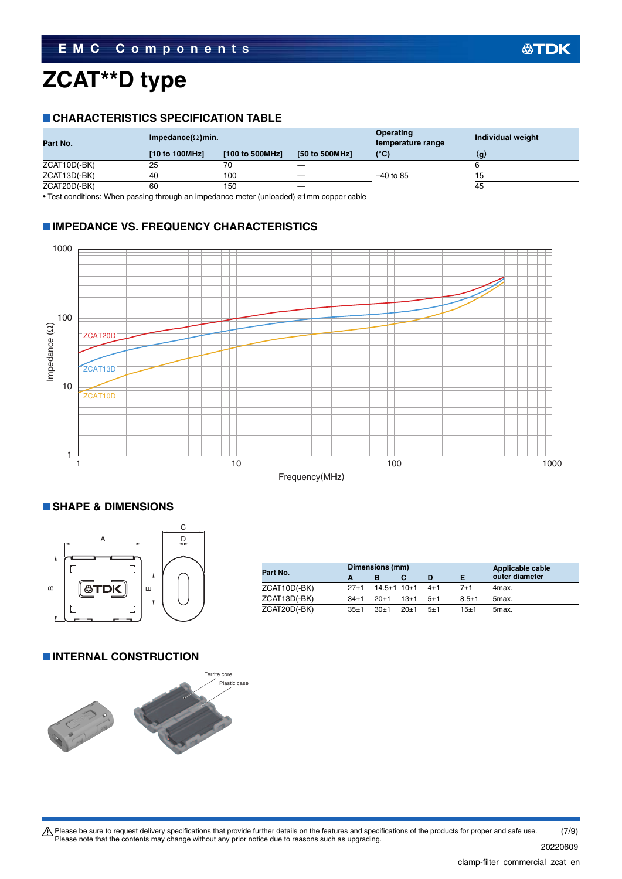# ZCAT**D type

## CHARACTERISTICS SPECIFICATION TABLE

| Part No. | Impedance(Ω)min. | | | Operating temperature range | Individual weight |
|---|---|---|---|---|---|
| | [10 to 100MHz] | [100 to 500MHz] | [50 to 500MHz] | (°C) | (g) |
| ZCAT10D(-BK) | 25 | 70 | — | –40 to 85 | 6 |
| ZCAT13D(-BK) | 40 | 100 | — | –40 to 85 | 15 |
| ZCAT20D(-BK) | 60 | 150 | — | –40 to 85 | 45 |

• Test conditions: When passing through an impedance meter (unloaded) ø1mm copper cable

## IMPEDANCE VS. FREQUENCY CHARACTERISTICS

## SHAPE & DIMENSIONS

| Part No. | Dimensions (mm) | | | | | Applicable cable outer diameter |
|---|---|---|---|---|---|---|
| | A | B | C | D | E | |
| ZCAT10D(-BK) | 27±1 | 14.5±1 | 10±1 | 4±1 | 7±1 | 4max. |
| ZCAT13D(-BK) | 34±1 | 20±1 | 13±1 | 5±1 | 8.5±1 | 5max. |
| ZCAT20D(-BK) | 35±1 | 30±1 | 20±1 | 5±1 | 15±1 | 5max. |

## INTERNAL CONSTRUCTION

Ferrite core

Plastic case

⚠ Please be sure to request delivery specifications that provide further details on the features and specifications of the products for proper and safe use.
Please note that the contents may change without any prior notice due to reasons such as upgrading.

20220609

clamp-filter_commercial_zcat_en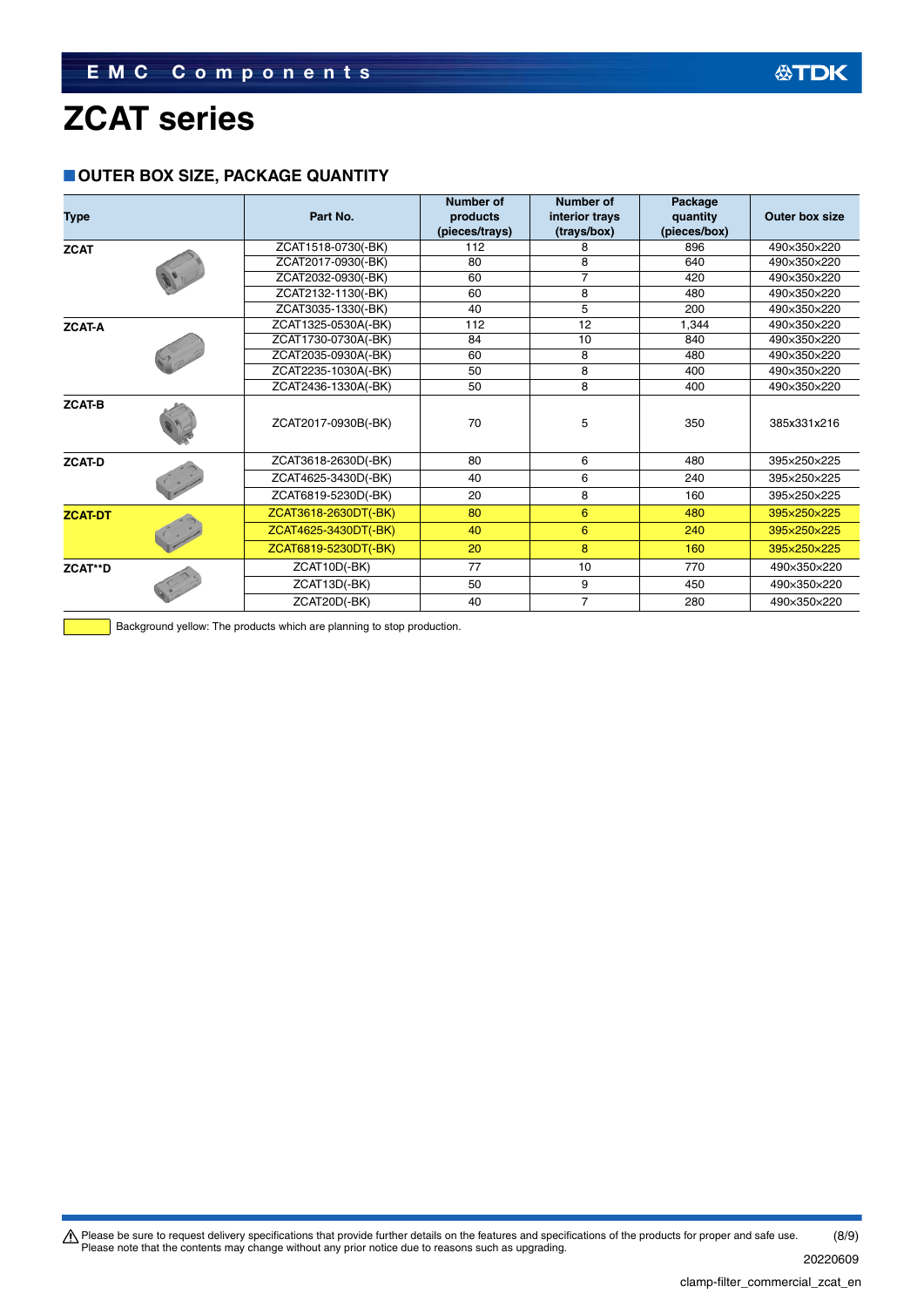# ZCAT series

## OUTER BOX SIZE, PACKAGE QUANTITY

| Type | Part No. | Number of products (pieces/trays) | Number of interior trays (trays/box) | Package quantity (pieces/box) | Outer box size |
|---|---|---|---|---|---|
| ZCAT | ZCAT1518-0730(-BK) | 112 | 8 | 896 | 490×350×220 |
| | ZCAT2017-0930(-BK) | 80 | 8 | 640 | 490×350×220 |
| | ZCAT2032-0930(-BK) | 60 | 7 | 420 | 490×350×220 |
| | ZCAT2132-1130(-BK) | 60 | 8 | 480 | 490×350×220 |
| | ZCAT3035-1330(-BK) | 40 | 5 | 200 | 490×350×220 |
| ZCAT-A | ZCAT1325-0530A(-BK) | 112 | 12 | 1,344 | 490×350×220 |
| | ZCAT1730-0730A(-BK) | 84 | 10 | 840 | 490×350×220 |
| | ZCAT2035-0930A(-BK) | 60 | 8 | 480 | 490×350×220 |
| | ZCAT2235-1030A(-BK) | 50 | 8 | 400 | 490×350×220 |
| | ZCAT2436-1330A(-BK) | 50 | 8 | 400 | 490×350×220 |
| ZCAT-B | ZCAT2017-0930B(-BK) | 70 | 5 | 350 | 385x331x216 |
| ZCAT-D | ZCAT3618-2630D(-BK) | 80 | 6 | 480 | 395×250×225 |
| | ZCAT4625-3430D(-BK) | 40 | 6 | 240 | 395×250×225 |
| | ZCAT6819-5230D(-BK) | 20 | 8 | 160 | 395×250×225 |
| ZCAT-DT | ZCAT3618-2630DT(-BK) | 80 | 6 | 480 | 395×250×225 |
| | ZCAT4625-3430DT(-BK) | 40 | 6 | 240 | 395×250×225 |
| | ZCAT6819-5230DT(-BK) | 20 | 8 | 160 | 395×250×225 |
| ZCAT**D | ZCAT10D(-BK) | 77 | 10 | 770 | 490×350×220 |
| | ZCAT13D(-BK) | 50 | 9 | 450 | 490×350×220 |
| | ZCAT20D(-BK) | 40 | 7 | 280 | 490×350×220 |

Background yellow: The products which are planning to stop production.

⚠ Please be sure to request delivery specifications that provide further details on the features and specifications of the products for proper and safe use.
Please note that the contents may change without any prior notice due to reasons such as upgrading.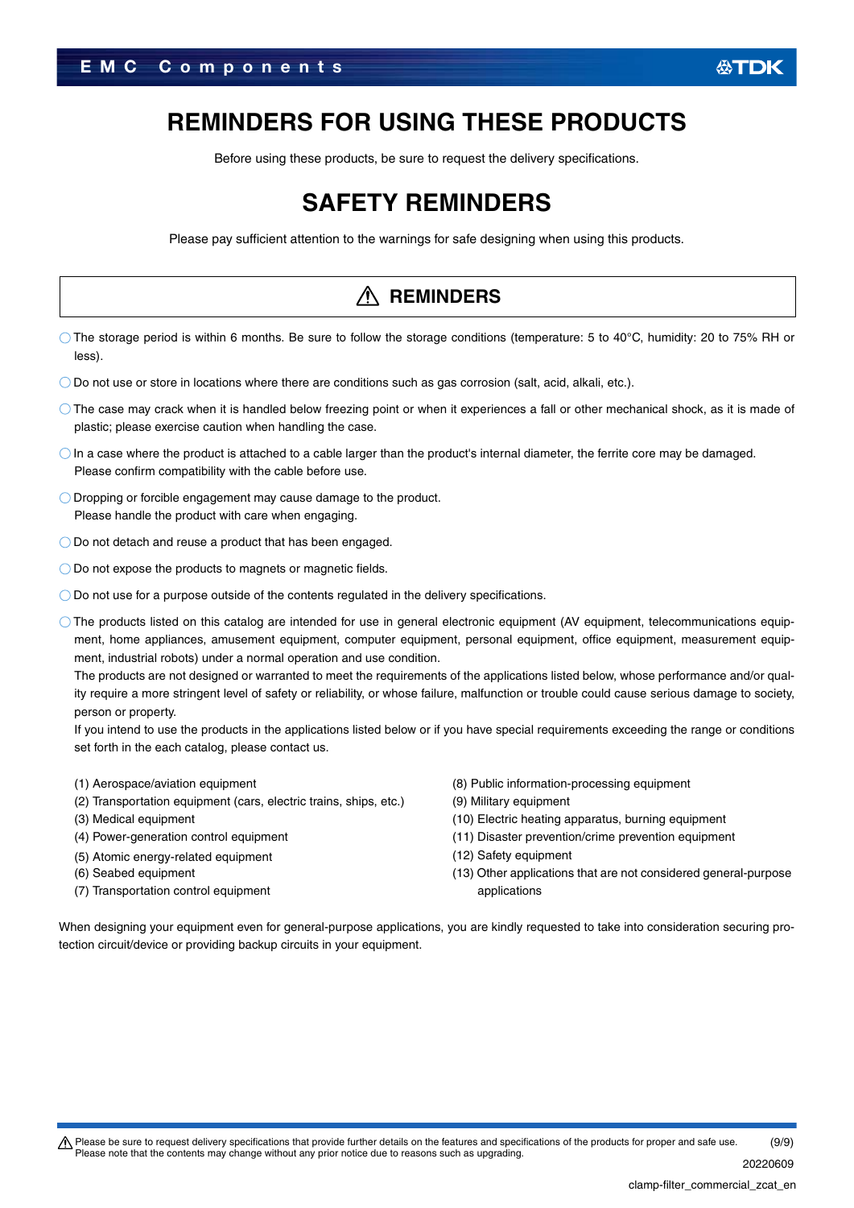# REMINDERS FOR USING THESE PRODUCTS

Before using these products, be sure to request the delivery specifications.

# SAFETY REMINDERS

Please pay sufficient attention to the warnings for safe designing when using this products.

## ⚠ REMINDERS

- The storage period is within 6 months. Be sure to follow the storage conditions (temperature: 5 to 40°C, humidity: 20 to 75% RH or less).
- Do not use or store in locations where there are conditions such as gas corrosion (salt, acid, alkali, etc.).
- The case may crack when it is handled below freezing point or when it experiences a fall or other mechanical shock, as it is made of plastic; please exercise caution when handling the case.
- In a case where the product is attached to a cable larger than the product's internal diameter, the ferrite core may be damaged. Please confirm compatibility with the cable before use.
- Dropping or forcible engagement may cause damage to the product. Please handle the product with care when engaging.
- Do not detach and reuse a product that has been engaged.
- Do not expose the products to magnets or magnetic fields.
- Do not use for a purpose outside of the contents regulated in the delivery specifications.
- The products listed on this catalog are intended for use in general electronic equipment (AV equipment, telecommunications equipment, home appliances, amusement equipment, computer equipment, personal equipment, office equipment, measurement equipment, industrial robots) under a normal operation and use condition.

  The products are not designed or warranted to meet the requirements of the applications listed below, whose performance and/or quality require a more stringent level of safety or reliability, or whose failure, malfunction or trouble could cause serious damage to society, person or property.

  If you intend to use the products in the applications listed below or if you have special requirements exceeding the range or conditions set forth in the each catalog, please contact us.

  (1) Aerospace/aviation equipment
  (2) Transportation equipment (cars, electric trains, ships, etc.)
  (3) Medical equipment
  (4) Power-generation control equipment
  (5) Atomic energy-related equipment
  (6) Seabed equipment
  (7) Transportation control equipment
  (8) Public information-processing equipment
  (9) Military equipment
  (10) Electric heating apparatus, burning equipment
  (11) Disaster prevention/crime prevention equipment
  (12) Safety equipment
  (13) Other applications that are not considered general-purpose applications

When designing your equipment even for general-purpose applications, you are kindly requested to take into consideration securing protection circuit/device or providing backup circuits in your equipment.